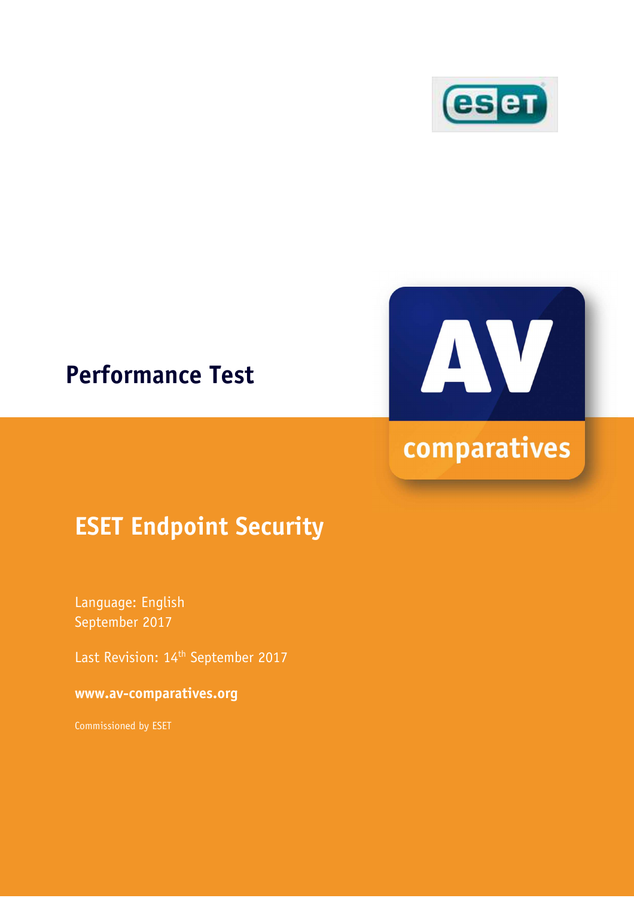# Performance Test

## ESET Endpoint Security

Language: English
September 2017

Last Revision: 14th September 2017

**www.av-comparatives.org**

Commissioned by ESET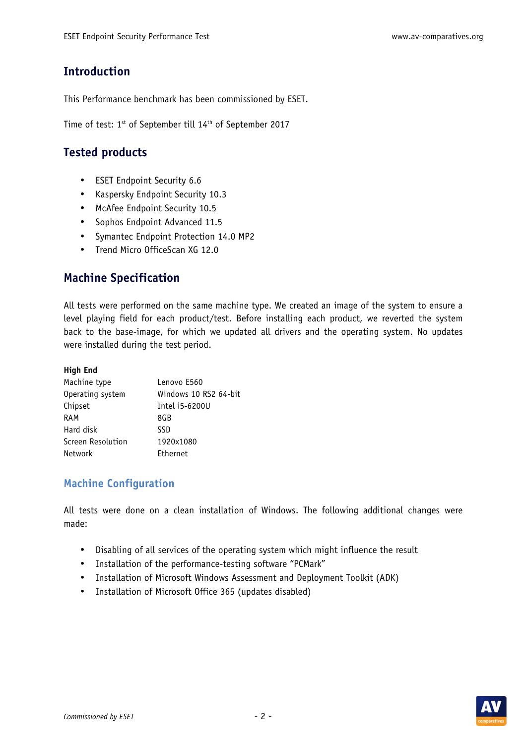## Introduction

This Performance benchmark has been commissioned by ESET.

Time of test: 1st of September till 14th of September 2017

## Tested products

- ESET Endpoint Security 6.6
- Kaspersky Endpoint Security 10.3
- McAfee Endpoint Security 10.5
- Sophos Endpoint Advanced 11.5
- Symantec Endpoint Protection 14.0 MP2
- Trend Micro OfficeScan XG 12.0

## Machine Specification

All tests were performed on the same machine type. We created an image of the system to ensure a level playing field for each product/test. Before installing each product, we reverted the system back to the base-image, for which we updated all drivers and the operating system. No updates were installed during the test period.

**High End**

| | |
|---|---|
| Machine type | Lenovo E560 |
| Operating system | Windows 10 RS2 64-bit |
| Chipset | Intel i5-6200U |
| RAM | 8GB |
| Hard disk | SSD |
| Screen Resolution | 1920x1080 |
| Network | Ethernet |

## Machine Configuration

All tests were done on a clean installation of Windows. The following additional changes were made:

- Disabling of all services of the operating system which might influence the result
- Installation of the performance-testing software "PCMark"
- Installation of Microsoft Windows Assessment and Deployment Toolkit (ADK)
- Installation of Microsoft Office 365 (updates disabled)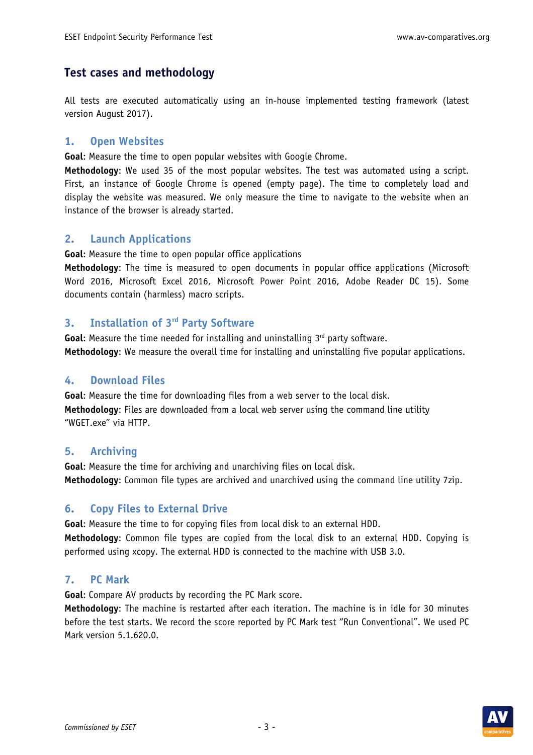## Test cases and methodology

All tests are executed automatically using an in-house implemented testing framework (latest version August 2017).

### 1. Open Websites

**Goal**: Measure the time to open popular websites with Google Chrome.

**Methodology**: We used 35 of the most popular websites. The test was automated using a script. First, an instance of Google Chrome is opened (empty page). The time to completely load and display the website was measured. We only measure the time to navigate to the website when an instance of the browser is already started.

### 2. Launch Applications

**Goal**: Measure the time to open popular office applications

**Methodology**: The time is measured to open documents in popular office applications (Microsoft Word 2016, Microsoft Excel 2016, Microsoft Power Point 2016, Adobe Reader DC 15). Some documents contain (harmless) macro scripts.

### 3. Installation of 3rd Party Software

**Goal**: Measure the time needed for installing and uninstalling 3rd party software.

**Methodology**: We measure the overall time for installing and uninstalling five popular applications.

### 4. Download Files

**Goal**: Measure the time for downloading files from a web server to the local disk.

**Methodology**: Files are downloaded from a local web server using the command line utility "WGET.exe" via HTTP.

### 5. Archiving

**Goal**: Measure the time for archiving and unarchiving files on local disk.

**Methodology**: Common file types are archived and unarchived using the command line utility 7zip.

### 6. Copy Files to External Drive

**Goal**: Measure the time to for copying files from local disk to an external HDD.

**Methodology**: Common file types are copied from the local disk to an external HDD. Copying is performed using xcopy. The external HDD is connected to the machine with USB 3.0.

### 7. PC Mark

**Goal**: Compare AV products by recording the PC Mark score.

**Methodology**: The machine is restarted after each iteration. The machine is in idle for 30 minutes before the test starts. We record the score reported by PC Mark test "Run Conventional". We used PC Mark version 5.1.620.0.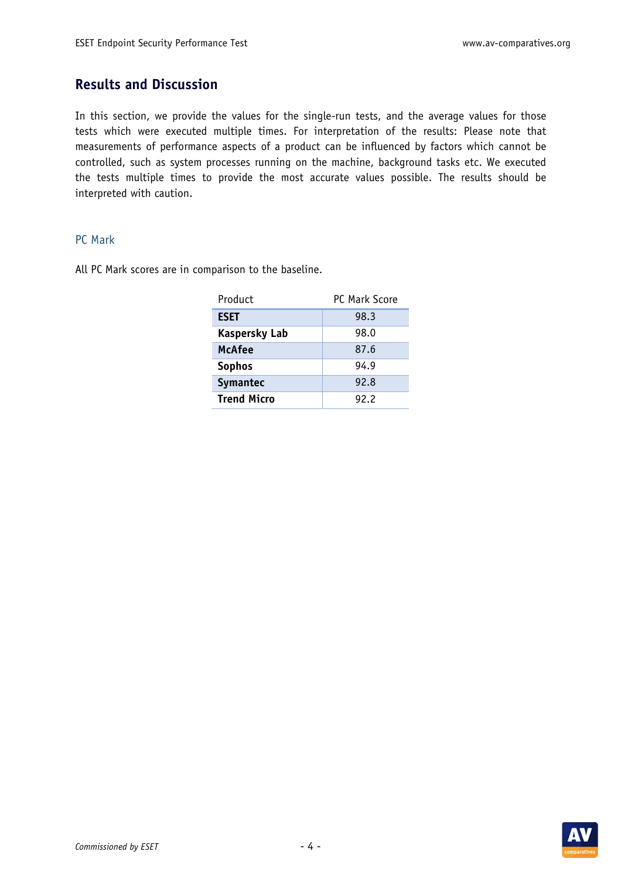## Results and Discussion

In this section, we provide the values for the single-run tests, and the average values for those tests which were executed multiple times. For interpretation of the results: Please note that measurements of performance aspects of a product can be influenced by factors which cannot be controlled, such as system processes running on the machine, background tasks etc. We executed the tests multiple times to provide the most accurate values possible. The results should be interpreted with caution.

### PC Mark

All PC Mark scores are in comparison to the baseline.

| Product | PC Mark Score |
|---|---|
| **ESET** | 98.3 |
| **Kaspersky Lab** | 98.0 |
| **McAfee** | 87.6 |
| **Sophos** | 94.9 |
| **Symantec** | 92.8 |
| **Trend Micro** | 92.2 |

*Commissioned by ESET*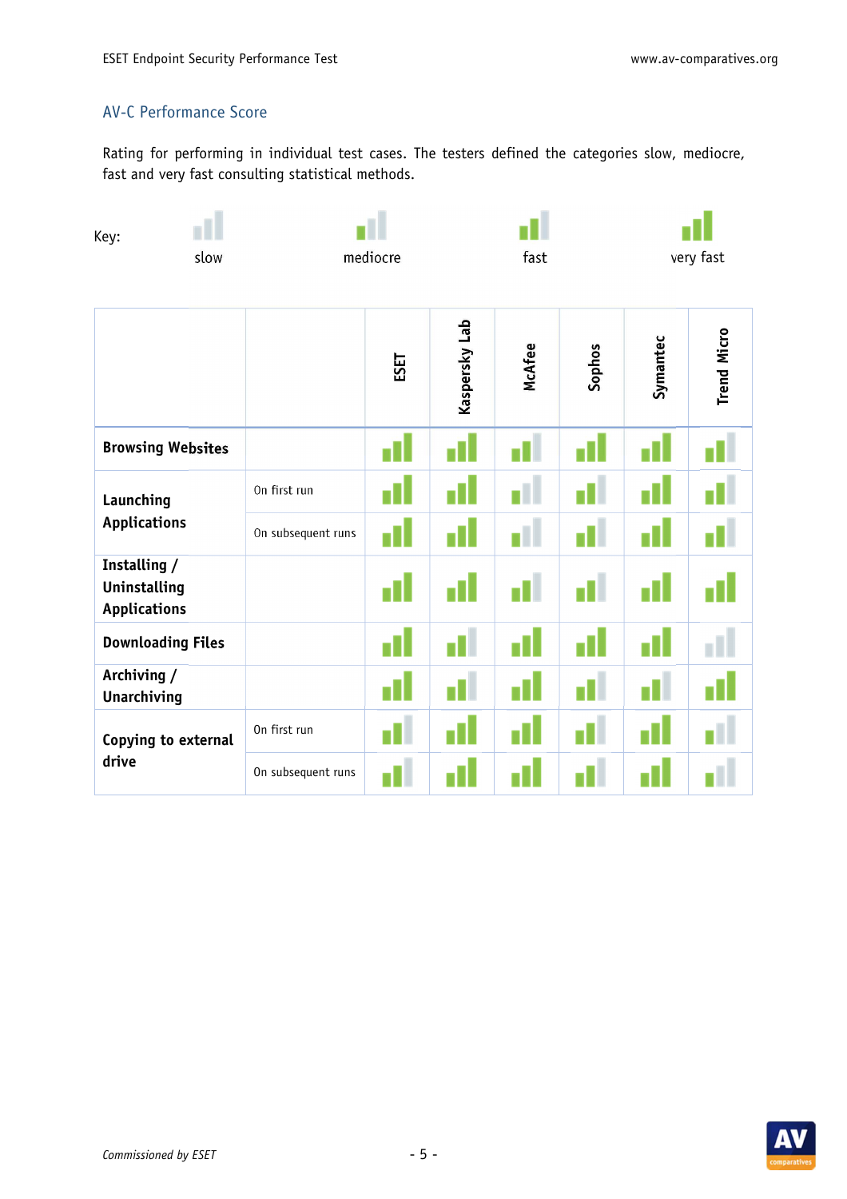## AV-C Performance Score

Rating for performing in individual test cases. The testers defined the categories slow, mediocre, fast and very fast consulting statistical methods.

Key: slow, mediocre, fast, very fast

| | | ESET | Kaspersky Lab | McAfee | Sophos | Symantec | Trend Micro |
|---|---|---|---|---|---|---|---|
| **Browsing Websites** | | very fast | very fast | fast | very fast | very fast | fast |
| **Launching Applications** | On first run | very fast | very fast | mediocre | fast | very fast | fast |
| | On subsequent runs | very fast | very fast | mediocre | fast | very fast | fast |
| **Installing / Uninstalling Applications** | | very fast | very fast | fast | fast | very fast | very fast |
| **Downloading Files** | | very fast | fast | very fast | very fast | very fast | slow |
| **Archiving / Unarchiving** | | very fast | fast | very fast | fast | fast | very fast |
| **Copying to external drive** | On first run | fast | very fast | very fast | fast | very fast | mediocre |
| | On subsequent runs | fast | very fast | very fast | fast | very fast | mediocre |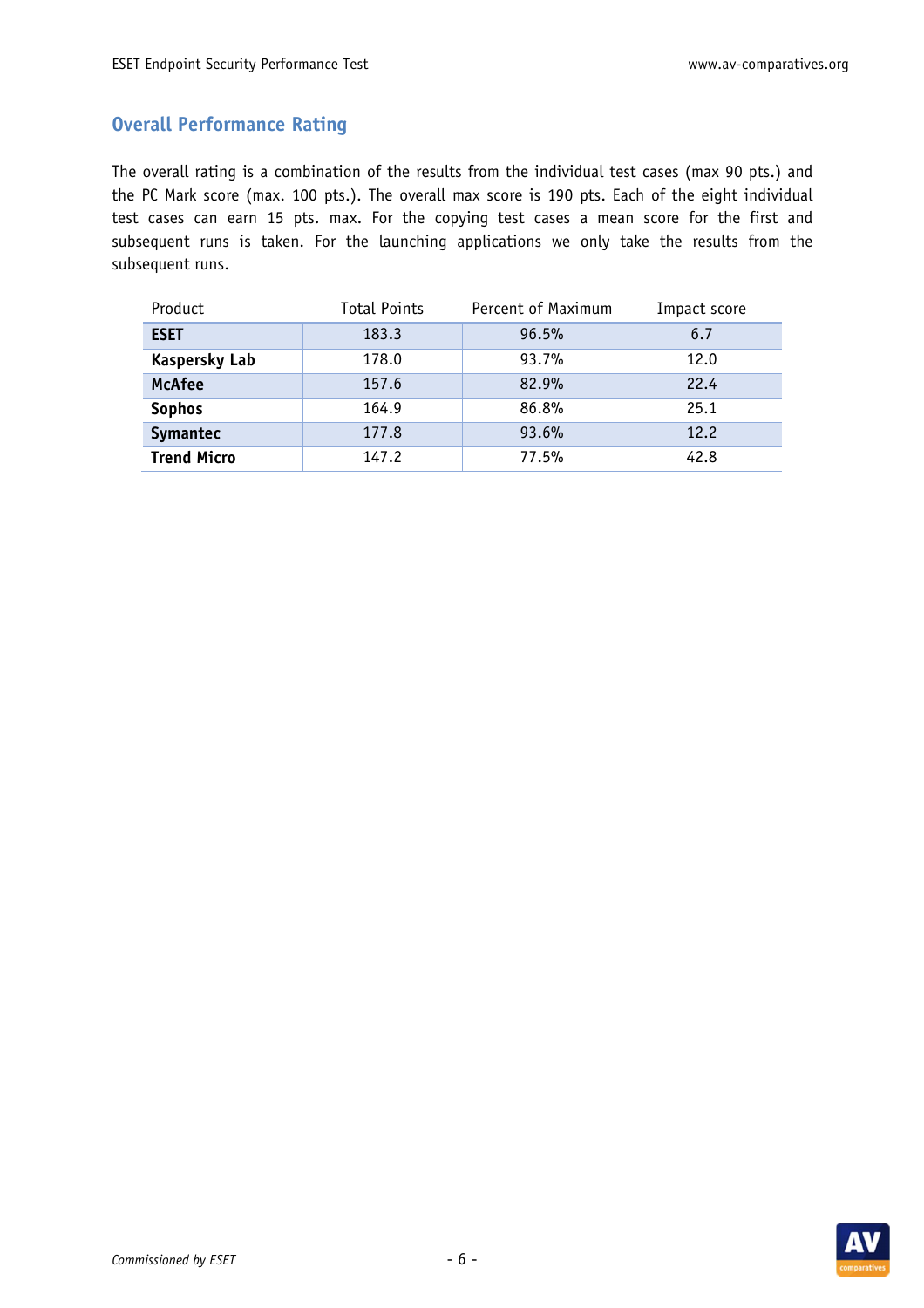## Overall Performance Rating

The overall rating is a combination of the results from the individual test cases (max 90 pts.) and the PC Mark score (max. 100 pts.). The overall max score is 190 pts. Each of the eight individual test cases can earn 15 pts. max. For the copying test cases a mean score for the first and subsequent runs is taken. For the launching applications we only take the results from the subsequent runs.

| Product | Total Points | Percent of Maximum | Impact score |
|---|---|---|---|
| **ESET** | 183.3 | 96.5% | 6.7 |
| **Kaspersky Lab** | 178.0 | 93.7% | 12.0 |
| **McAfee** | 157.6 | 82.9% | 22.4 |
| **Sophos** | 164.9 | 86.8% | 25.1 |
| **Symantec** | 177.8 | 93.6% | 12.2 |
| **Trend Micro** | 147.2 | 77.5% | 42.8 |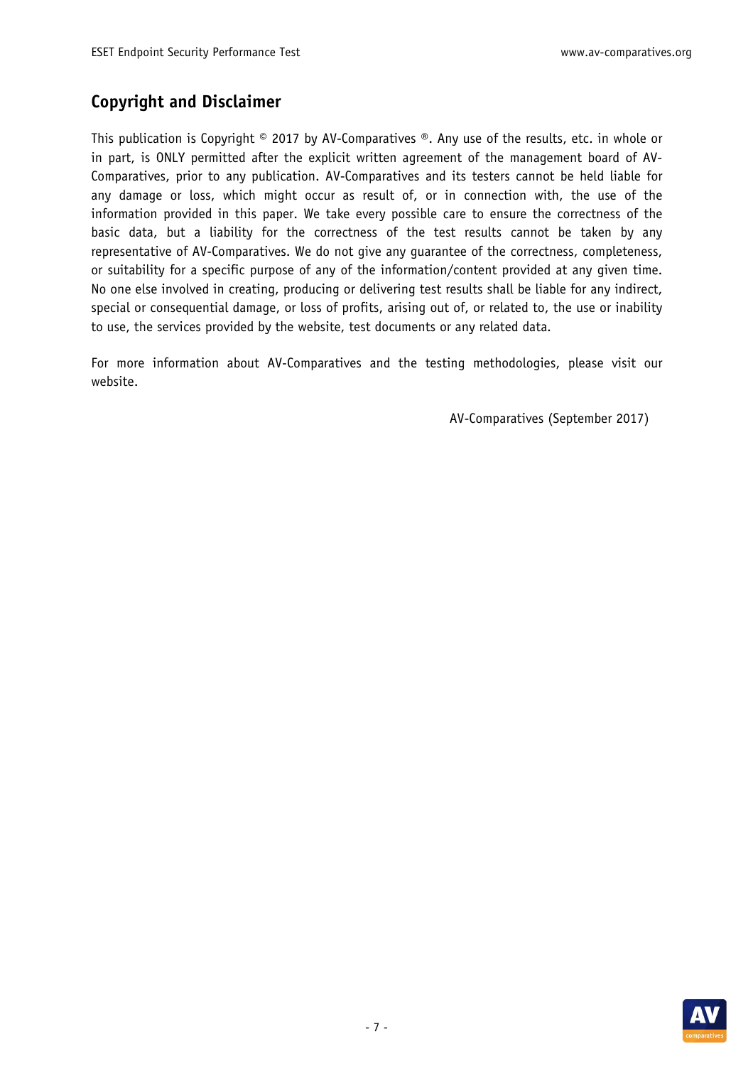## Copyright and Disclaimer

This publication is Copyright © 2017 by AV-Comparatives ®. Any use of the results, etc. in whole or in part, is ONLY permitted after the explicit written agreement of the management board of AV-Comparatives, prior to any publication. AV-Comparatives and its testers cannot be held liable for any damage or loss, which might occur as result of, or in connection with, the use of the information provided in this paper. We take every possible care to ensure the correctness of the basic data, but a liability for the correctness of the test results cannot be taken by any representative of AV-Comparatives. We do not give any guarantee of the correctness, completeness, or suitability for a specific purpose of any of the information/content provided at any given time. No one else involved in creating, producing or delivering test results shall be liable for any indirect, special or consequential damage, or loss of profits, arising out of, or related to, the use or inability to use, the services provided by the website, test documents or any related data.

For more information about AV-Comparatives and the testing methodologies, please visit our website.

AV-Comparatives (September 2017)